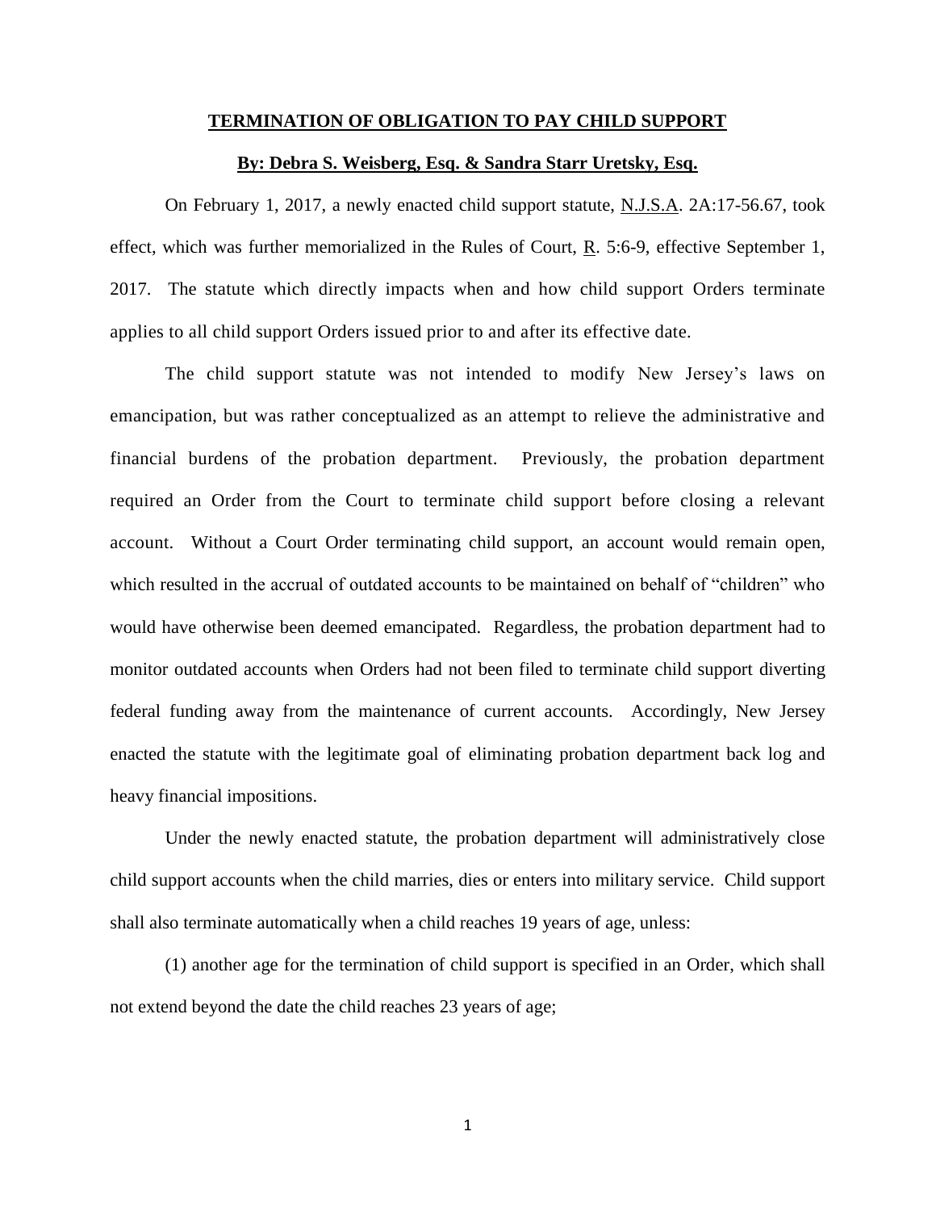# TERMINATION OF OBLIGATION TO PAY CHILD SUPPORT

**By: Debra S. Weisberg, Esq. & Sandra Starr Uretsky, Esq.**

On February 1, 2017, a newly enacted child support statute, N.J.S.A. 2A:17-56.67, took effect, which was further memorialized in the Rules of Court, R. 5:6-9, effective September 1, 2017. The statute which directly impacts when and how child support Orders terminate applies to all child support Orders issued prior to and after its effective date.

The child support statute was not intended to modify New Jersey's laws on emancipation, but was rather conceptualized as an attempt to relieve the administrative and financial burdens of the probation department. Previously, the probation department required an Order from the Court to terminate child support before closing a relevant account. Without a Court Order terminating child support, an account would remain open, which resulted in the accrual of outdated accounts to be maintained on behalf of "children" who would have otherwise been deemed emancipated. Regardless, the probation department had to monitor outdated accounts when Orders had not been filed to terminate child support diverting federal funding away from the maintenance of current accounts. Accordingly, New Jersey enacted the statute with the legitimate goal of eliminating probation department back log and heavy financial impositions.

Under the newly enacted statute, the probation department will administratively close child support accounts when the child marries, dies or enters into military service. Child support shall also terminate automatically when a child reaches 19 years of age, unless:

(1) another age for the termination of child support is specified in an Order, which shall not extend beyond the date the child reaches 23 years of age;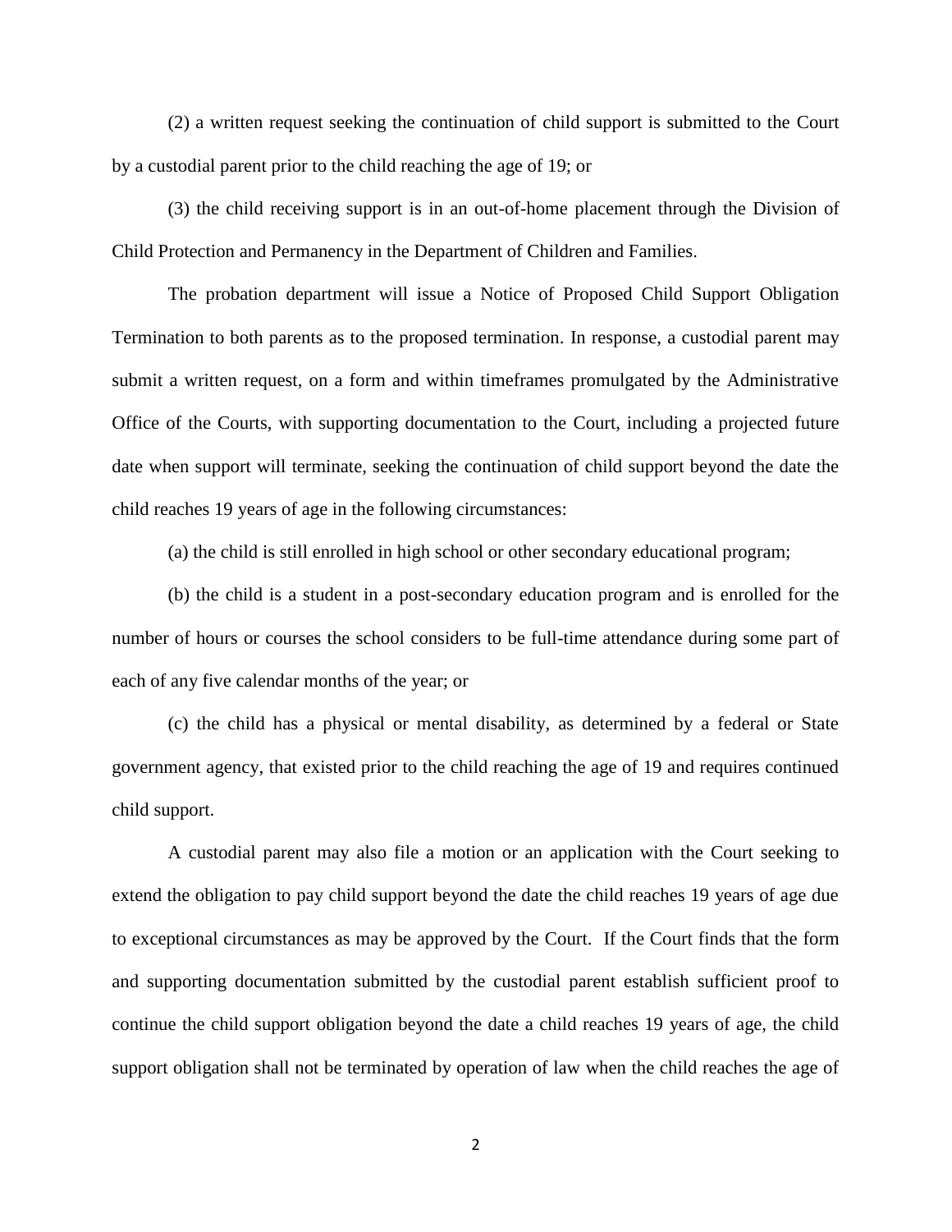(2) a written request seeking the continuation of child support is submitted to the Court by a custodial parent prior to the child reaching the age of 19; or

(3) the child receiving support is in an out-of-home placement through the Division of Child Protection and Permanency in the Department of Children and Families.

The probation department will issue a Notice of Proposed Child Support Obligation Termination to both parents as to the proposed termination. In response, a custodial parent may submit a written request, on a form and within timeframes promulgated by the Administrative Office of the Courts, with supporting documentation to the Court, including a projected future date when support will terminate, seeking the continuation of child support beyond the date the child reaches 19 years of age in the following circumstances:

(a) the child is still enrolled in high school or other secondary educational program;

(b) the child is a student in a post-secondary education program and is enrolled for the number of hours or courses the school considers to be full-time attendance during some part of each of any five calendar months of the year; or

(c) the child has a physical or mental disability, as determined by a federal or State government agency, that existed prior to the child reaching the age of 19 and requires continued child support.

A custodial parent may also file a motion or an application with the Court seeking to extend the obligation to pay child support beyond the date the child reaches 19 years of age due to exceptional circumstances as may be approved by the Court. If the Court finds that the form and supporting documentation submitted by the custodial parent establish sufficient proof to continue the child support obligation beyond the date a child reaches 19 years of age, the child support obligation shall not be terminated by operation of law when the child reaches the age of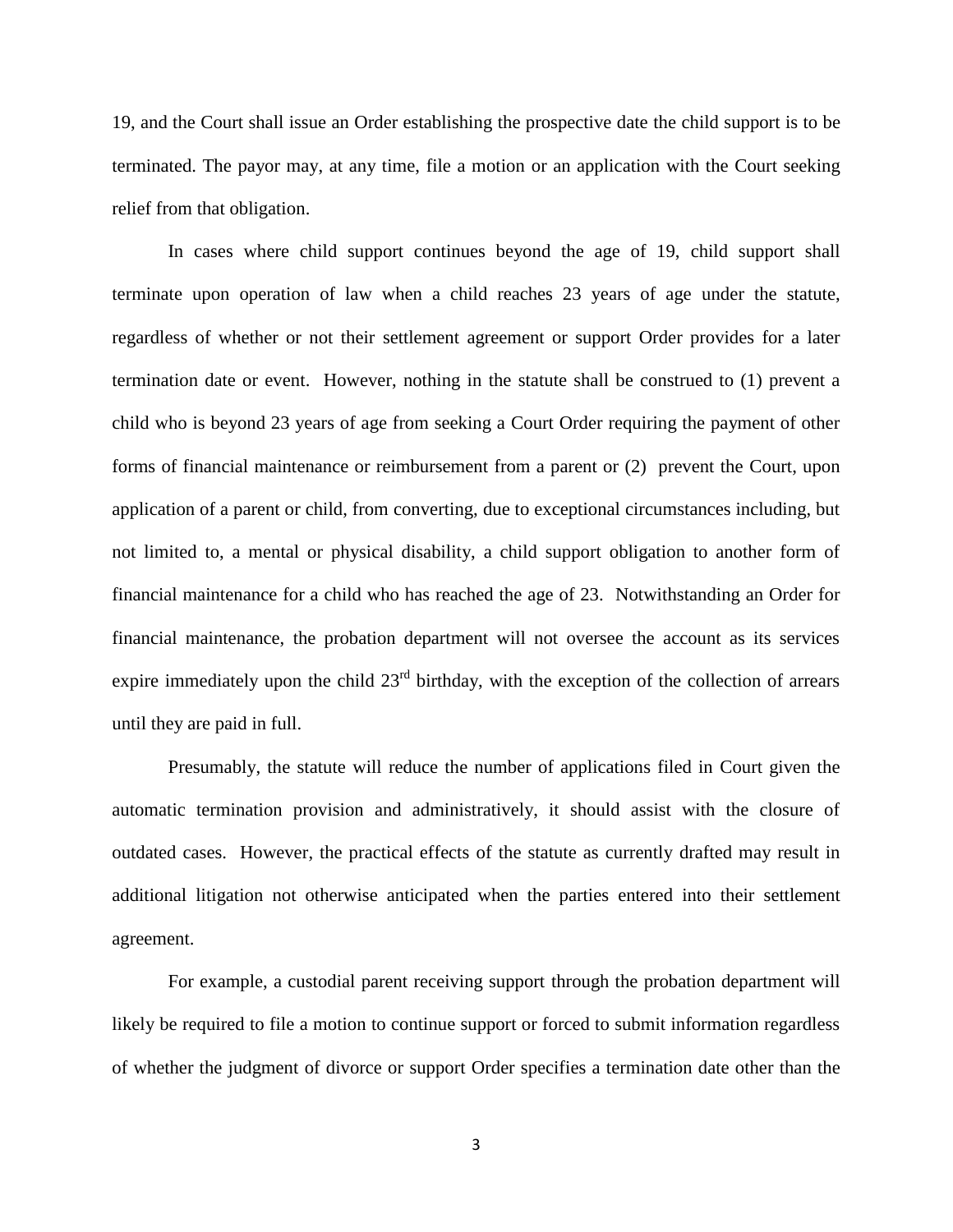19, and the Court shall issue an Order establishing the prospective date the child support is to be terminated. The payor may, at any time, file a motion or an application with the Court seeking relief from that obligation.

In cases where child support continues beyond the age of 19, child support shall terminate upon operation of law when a child reaches 23 years of age under the statute, regardless of whether or not their settlement agreement or support Order provides for a later termination date or event. However, nothing in the statute shall be construed to (1) prevent a child who is beyond 23 years of age from seeking a Court Order requiring the payment of other forms of financial maintenance or reimbursement from a parent or (2) prevent the Court, upon application of a parent or child, from converting, due to exceptional circumstances including, but not limited to, a mental or physical disability, a child support obligation to another form of financial maintenance for a child who has reached the age of 23. Notwithstanding an Order for financial maintenance, the probation department will not oversee the account as its services expire immediately upon the child 23rd birthday, with the exception of the collection of arrears until they are paid in full.

Presumably, the statute will reduce the number of applications filed in Court given the automatic termination provision and administratively, it should assist with the closure of outdated cases. However, the practical effects of the statute as currently drafted may result in additional litigation not otherwise anticipated when the parties entered into their settlement agreement.

For example, a custodial parent receiving support through the probation department will likely be required to file a motion to continue support or forced to submit information regardless of whether the judgment of divorce or support Order specifies a termination date other than the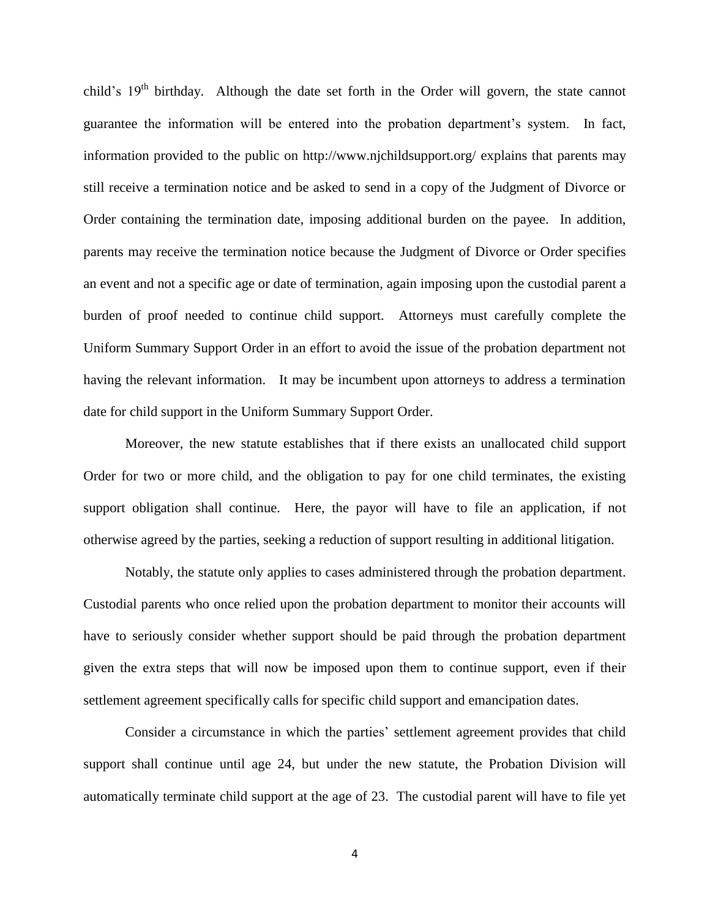child's 19th birthday. Although the date set forth in the Order will govern, the state cannot guarantee the information will be entered into the probation department's system. In fact, information provided to the public on http://www.njchildsupport.org/ explains that parents may still receive a termination notice and be asked to send in a copy of the Judgment of Divorce or Order containing the termination date, imposing additional burden on the payee. In addition, parents may receive the termination notice because the Judgment of Divorce or Order specifies an event and not a specific age or date of termination, again imposing upon the custodial parent a burden of proof needed to continue child support. Attorneys must carefully complete the Uniform Summary Support Order in an effort to avoid the issue of the probation department not having the relevant information. It may be incumbent upon attorneys to address a termination date for child support in the Uniform Summary Support Order.

Moreover, the new statute establishes that if there exists an unallocated child support Order for two or more child, and the obligation to pay for one child terminates, the existing support obligation shall continue. Here, the payor will have to file an application, if not otherwise agreed by the parties, seeking a reduction of support resulting in additional litigation.

Notably, the statute only applies to cases administered through the probation department. Custodial parents who once relied upon the probation department to monitor their accounts will have to seriously consider whether support should be paid through the probation department given the extra steps that will now be imposed upon them to continue support, even if their settlement agreement specifically calls for specific child support and emancipation dates.

Consider a circumstance in which the parties' settlement agreement provides that child support shall continue until age 24, but under the new statute, the Probation Division will automatically terminate child support at the age of 23. The custodial parent will have to file yet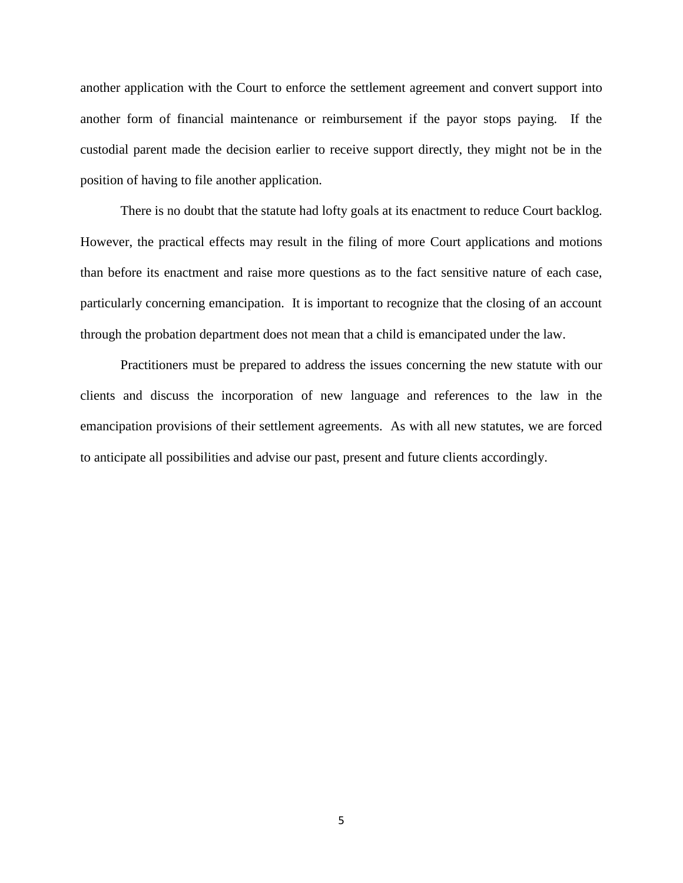another application with the Court to enforce the settlement agreement and convert support into another form of financial maintenance or reimbursement if the payor stops paying. If the custodial parent made the decision earlier to receive support directly, they might not be in the position of having to file another application.

There is no doubt that the statute had lofty goals at its enactment to reduce Court backlog. However, the practical effects may result in the filing of more Court applications and motions than before its enactment and raise more questions as to the fact sensitive nature of each case, particularly concerning emancipation. It is important to recognize that the closing of an account through the probation department does not mean that a child is emancipated under the law.

Practitioners must be prepared to address the issues concerning the new statute with our clients and discuss the incorporation of new language and references to the law in the emancipation provisions of their settlement agreements. As with all new statutes, we are forced to anticipate all possibilities and advise our past, present and future clients accordingly.